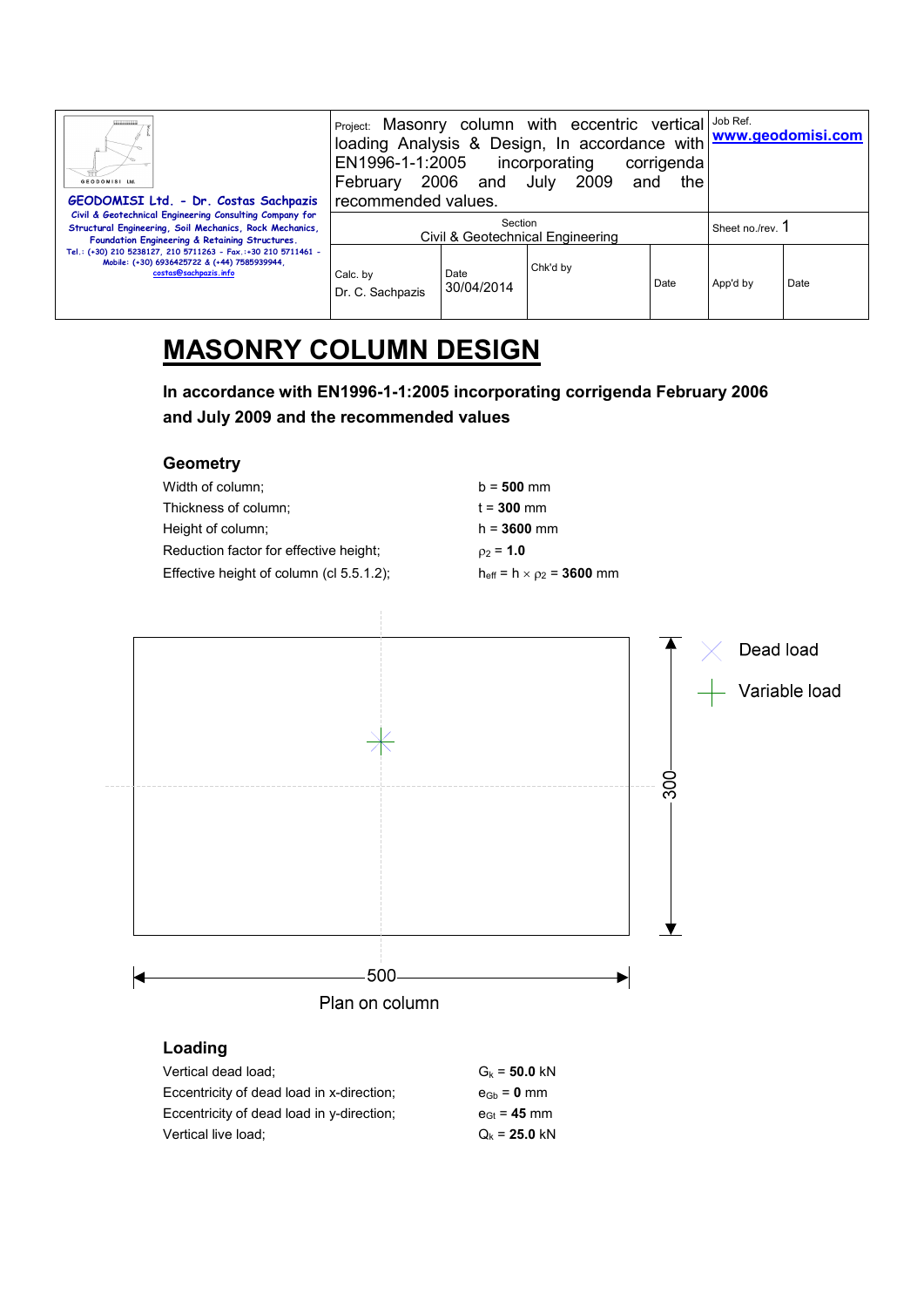| GEODOMISI Ltd. - Dr. Costas Sachpazis<br>Civil & Geotechnical Engineering Consulting Company for Structural Engineering, Soil Mechanics, Rock Mechanics, Foundation Engineering & Retaining Structures.<br>Tel.: (+30) 210 5238127, 210 5711263 - Fax.:+30 210 5711461 - Mobile: (+30) 6936425722 & (+44) 7585939944, costas@sachpazis.info | Project: Masonry column with eccentric vertical loading Analysis & Design, In accordance with EN1996-1-1:2005 incorporating corrigenda February 2006 and July 2009 and the recommended values. | | | Job Ref.<br>www.geodomisi.com | |
|---|---|---|---|---|---|
| | Section<br>Civil & Geotechnical Engineering | | | Sheet no./rev. 1 | |
| | Calc. by<br>Dr. C. Sachpazis | Date<br>30/04/2014 | Chk'd by | Date | App'd by | Date |

# MASONRY COLUMN DESIGN

**In accordance with EN1996-1-1:2005 incorporating corrigenda February 2006 and July 2009 and the recommended values**

## Geometry

Width of column; $b = \mathbf{500}$ mm

Thickness of column; $t = \mathbf{300}$ mm

Height of column; $h = \mathbf{3600}$ mm

Reduction factor for effective height; $\rho_2 = \mathbf{1.0}$

Effective height of column (cl 5.5.1.2); $h_{eff} = h \times \rho_2 = \mathbf{3600}$ mm

Dead load

Variable load

300

500

Plan on column

## Loading

Vertical dead load; $G_k = \mathbf{50.0}$ kN

Eccentricity of dead load in x-direction; $e_{Gb} = \mathbf{0}$ mm

Eccentricity of dead load in y-direction; $e_{Gt} = \mathbf{45}$ mm

Vertical live load; $Q_k = \mathbf{25.0}$ kN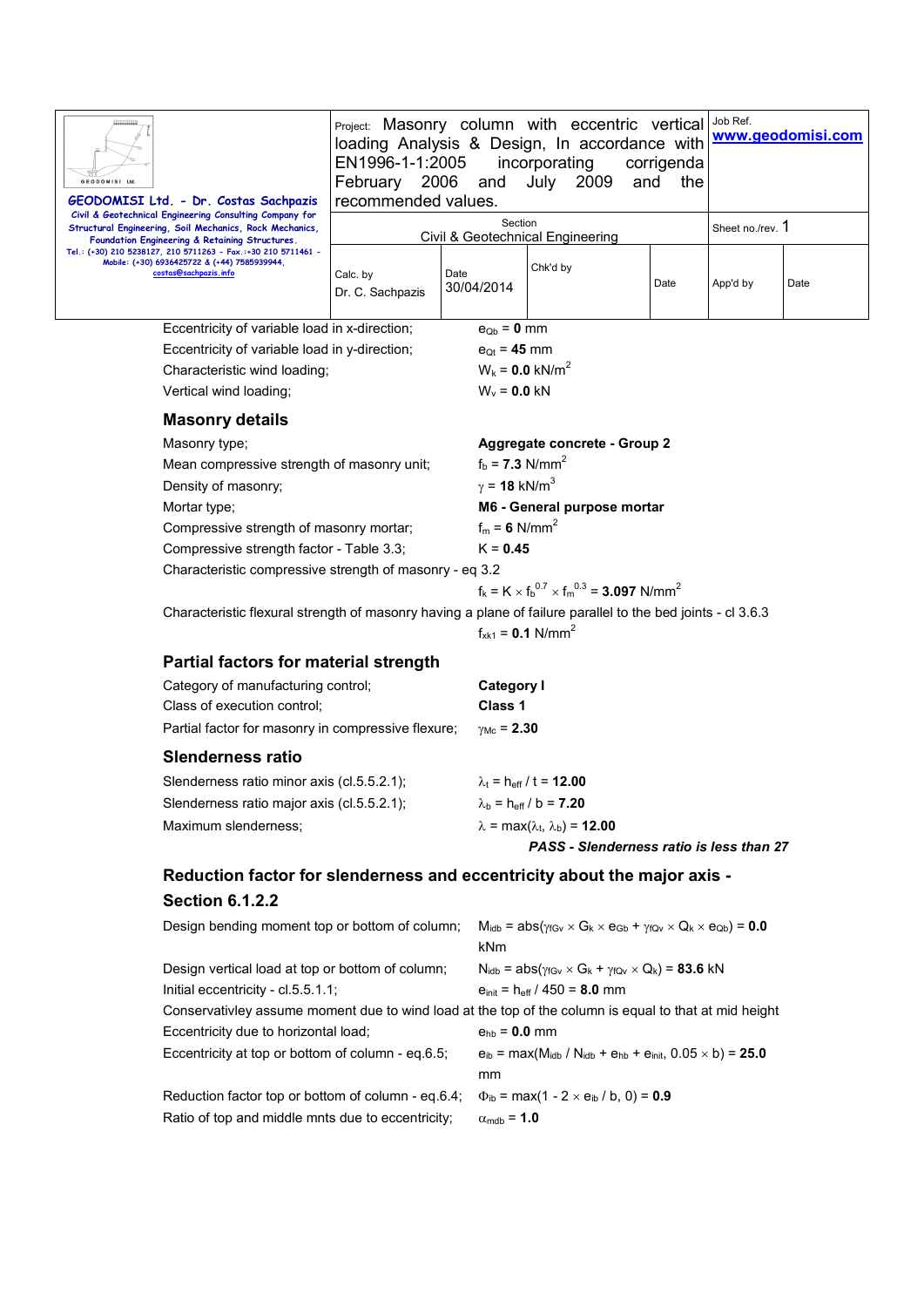Eccentricity of variable load in x-direction; $e_{Qb}$ = **0** mm

Eccentricity of variable load in y-direction; $e_{Qt}$ = **45** mm

Characteristic wind loading; $W_k$ = **0.0** kN/m$^2$

Vertical wind loading; $W_v$ = **0.0** kN

## Masonry details

Masonry type; **Aggregate concrete - Group 2**

Mean compressive strength of masonry unit; $f_b$ = **7.3** N/mm$^2$

Density of masonry; $\gamma$ = **18** kN/m$^3$

Mortar type; **M6 - General purpose mortar**

Compressive strength of masonry mortar; $f_m$ = **6** N/mm$^2$

Compressive strength factor - Table 3.3; K = **0.45**

Characteristic compressive strength of masonry - eq 3.2

$f_k = K \times f_b^{0.7} \times f_m^{0.3}$ = **3.097** N/mm$^2$

Characteristic flexural strength of masonry having a plane of failure parallel to the bed joints - cl 3.6.3

$f_{xk1}$ = **0.1** N/mm$^2$

## Partial factors for material strength

Category of manufacturing control; **Category I**

Class of execution control; **Class 1**

Partial factor for masonry in compressive flexure; $\gamma_{Mc}$ = **2.30**

## Slenderness ratio

Slenderness ratio minor axis (cl.5.5.2.1); $\lambda_t = h_{eff} / t$ = **12.00**

Slenderness ratio major axis (cl.5.5.2.1); $\lambda_b = h_{eff} / b$ = **7.20**

Maximum slenderness; $\lambda = \max(\lambda_t, \lambda_b)$ = **12.00**

***PASS - Slenderness ratio is less than 27***

## Reduction factor for slenderness and eccentricity about the major axis - Section 6.1.2.2

Design bending moment top or bottom of column; $M_{idb} = \text{abs}(\gamma_{fGv} \times G_k \times e_{Gb} + \gamma_{fQv} \times Q_k \times e_{Qb})$ = **0.0** kNm

Design vertical load at top or bottom of column; $N_{idb} = \text{abs}(\gamma_{fGv} \times G_k + \gamma_{fQv} \times Q_k)$ = **83.6** kN

Initial eccentricity - cl.5.5.1.1; $e_{init} = h_{eff} / 450$ = **8.0** mm

Conservativley assume moment due to wind load at the top of the column is equal to that at mid height

Eccentricity due to horizontal load; $e_{hb}$ = **0.0** mm

Eccentricity at top or bottom of column - eq.6.5; $e_{ib} = \max(M_{idb} / N_{idb} + e_{hb} + e_{init}, 0.05 \times b)$ = **25.0** mm

Reduction factor top or bottom of column - eq.6.4; $\Phi_{ib} = \max(1 - 2 \times e_{ib} / b, 0)$ = **0.9**

Ratio of top and middle mnts due to eccentricity; $\alpha_{mdb}$ = **1.0**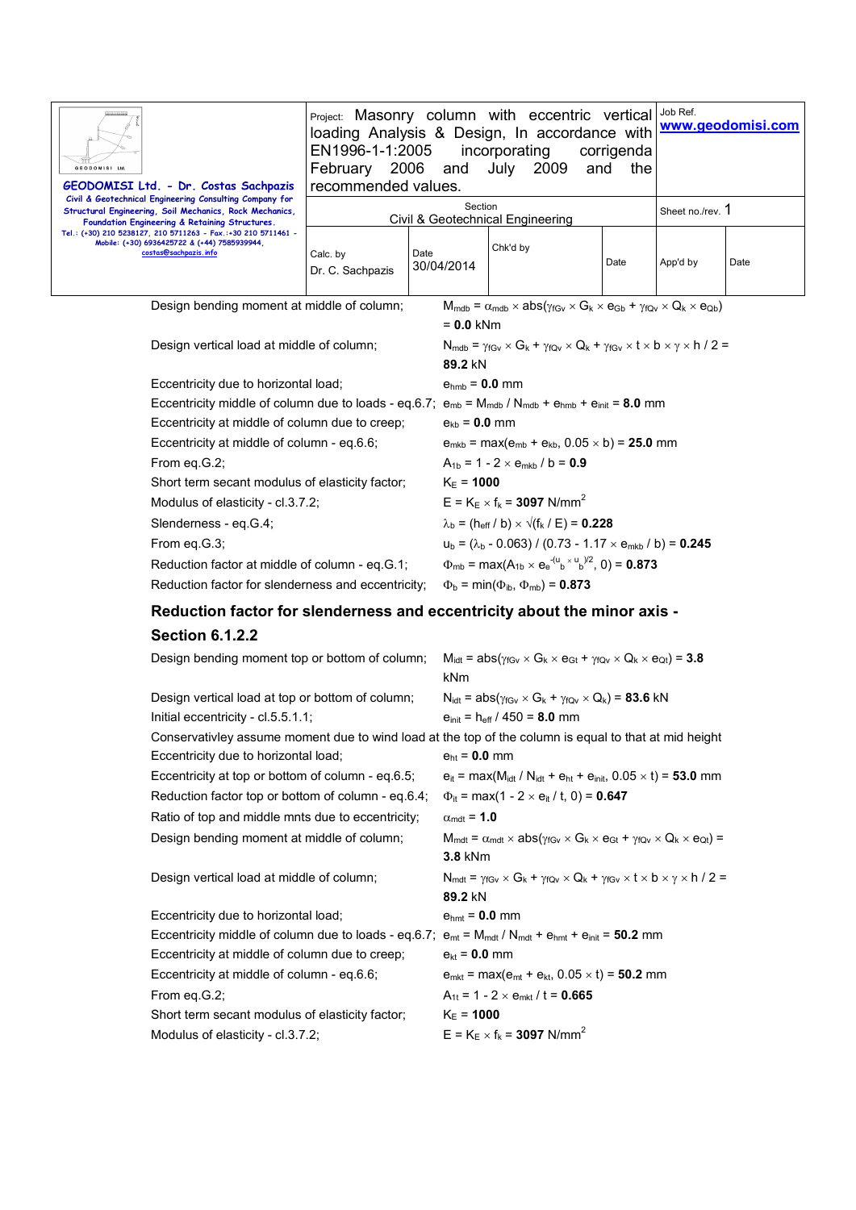Design bending moment at middle of column; $M_{mdb} = \alpha_{mdb} \times \text{abs}(\gamma_{fGv} \times G_k \times e_{Gb} + \gamma_{fQv} \times Q_k \times e_{Qb})$ $= \mathbf{0.0}$ kNm

Design vertical load at middle of column; $N_{mdb} = \gamma_{fGv} \times G_k + \gamma_{fQv} \times Q_k + \gamma_{fGv} \times t \times b \times \gamma \times h / 2 =$ **89.2** kN

Eccentricity due to horizontal load; $e_{hmb} = \mathbf{0.0}$ mm

Eccentricity middle of column due to loads - eq.6.7; $e_{mb} = M_{mdb} / N_{mdb} + e_{hmb} + e_{init} = \mathbf{8.0}$ mm

Eccentricity at middle of column due to creep; $e_{kb} = \mathbf{0.0}$ mm

Eccentricity at middle of column - eq.6.6; $e_{mkb} = \max(e_{mb} + e_{kb}, 0.05 \times b) = \mathbf{25.0}$ mm

From eq.G.2; $A_{1b} = 1 - 2 \times e_{mkb} / b = \mathbf{0.9}$

Short term secant modulus of elasticity factor; $K_E = \mathbf{1000}$

Modulus of elasticity - cl.3.7.2; $E = K_E \times f_k = \mathbf{3097}$ N/mm$^2$

Slenderness - eq.G.4; $\lambda_b = (h_{eff} / b) \times \sqrt{(f_k / E)} = \mathbf{0.228}$

From eq.G.3; $u_b = (\lambda_b - 0.063) / (0.73 - 1.17 \times e_{mkb} / b) = \mathbf{0.245}$

Reduction factor at middle of column - eq.G.1; $\Phi_{mb} = \max(A_{1b} \times e_e^{-(u_b \times u_b)/2}, 0) = \mathbf{0.873}$

Reduction factor for slenderness and eccentricity; $\Phi_b = \min(\Phi_{ib}, \Phi_{mb}) = \mathbf{0.873}$

## Reduction factor for slenderness and eccentricity about the minor axis - Section 6.1.2.2

Design bending moment top or bottom of column; $M_{idt} = \text{abs}(\gamma_{fGv} \times G_k \times e_{Gt} + \gamma_{fQv} \times Q_k \times e_{Qt}) = \mathbf{3.8}$ kNm

Design vertical load at top or bottom of column; $N_{idt} = \text{abs}(\gamma_{fGv} \times G_k + \gamma_{fQv} \times Q_k) = \mathbf{83.6}$ kN

Initial eccentricity - cl.5.5.1.1; $e_{init} = h_{eff} / 450 = \mathbf{8.0}$ mm

Conservativley assume moment due to wind load at the top of the column is equal to that at mid height

Eccentricity due to horizontal load; $e_{ht} = \mathbf{0.0}$ mm

Eccentricity at top or bottom of column - eq.6.5; $e_{it} = \max(M_{idt} / N_{idt} + e_{ht} + e_{init}, 0.05 \times t) = \mathbf{53.0}$ mm

Reduction factor for top or bottom of column - eq.6.4; $\Phi_{it} = \max(1 - 2 \times e_{it} / t, 0) = \mathbf{0.647}$

Ratio of top and middle mnts due to eccentricity; $\alpha_{mdt} = \mathbf{1.0}$

Design bending moment at middle of column; $M_{mdt} = \alpha_{mdt} \times \text{abs}(\gamma_{fGv} \times G_k \times e_{Gt} + \gamma_{fQv} \times Q_k \times e_{Qt}) =$ **3.8** kNm

Design vertical load at middle of column; $N_{mdt} = \gamma_{fGv} \times G_k + \gamma_{fQv} \times Q_k + \gamma_{fGv} \times t \times b \times \gamma \times h / 2 =$ **89.2** kN

Eccentricity due to horizontal load; $e_{hmt} = \mathbf{0.0}$ mm

Eccentricity middle of column due to loads - eq.6.7; $e_{mt} = M_{mdt} / N_{mdt} + e_{hmt} + e_{init} = \mathbf{50.2}$ mm

Eccentricity at middle of column due to creep; $e_{kt} = \mathbf{0.0}$ mm

Eccentricity at middle of column - eq.6.6; $e_{mkt} = \max(e_{mt} + e_{kt}, 0.05 \times t) = \mathbf{50.2}$ mm

From eq.G.2; $A_{1t} = 1 - 2 \times e_{mkt} / t = \mathbf{0.665}$

Short term secant modulus of elasticity factor; $K_E = \mathbf{1000}$

Modulus of elasticity - cl.3.7.2; $E = K_E \times f_k = \mathbf{3097}$ N/mm$^2$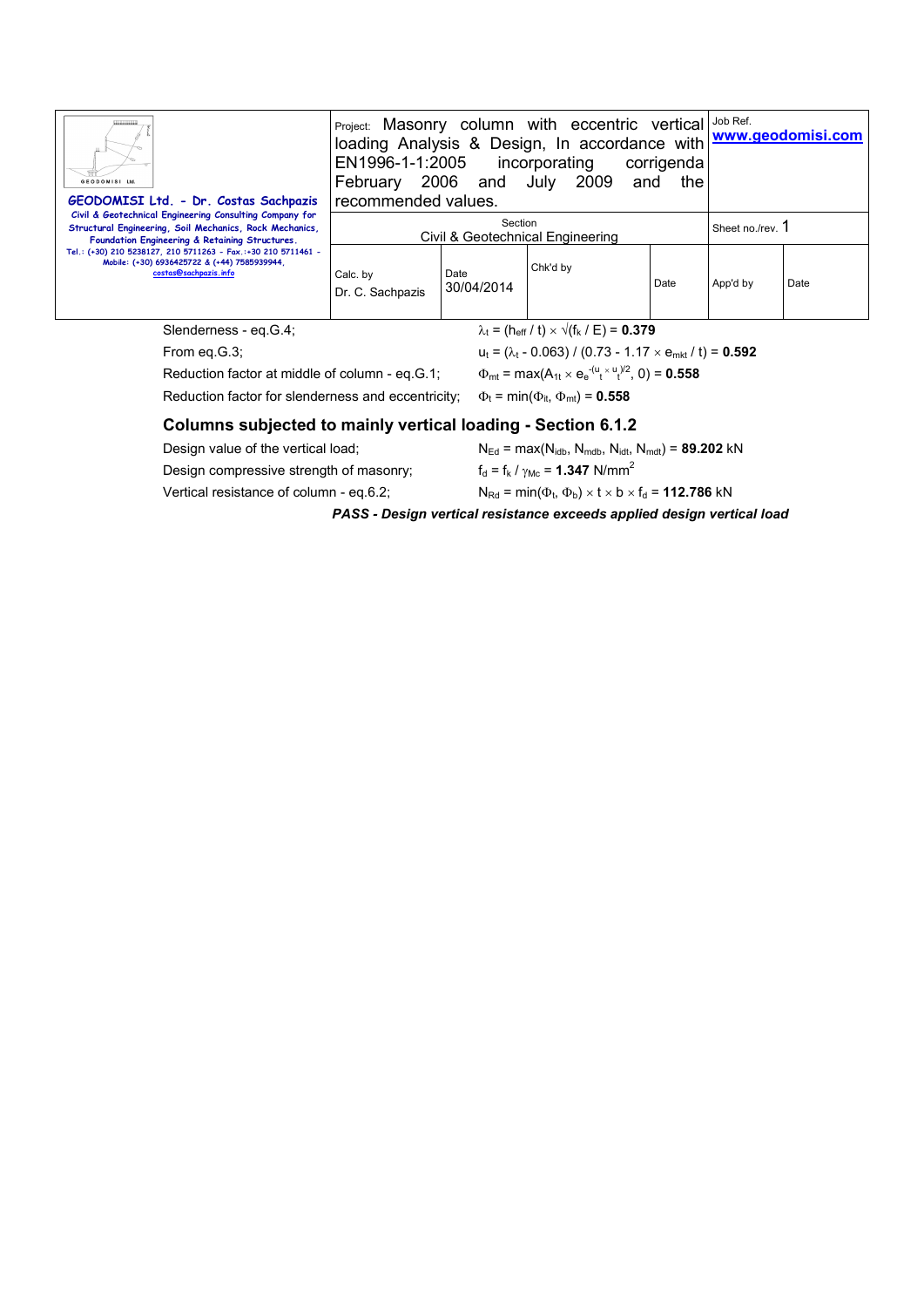Slenderness - eq.G.4; $\lambda_t = (h_{eff} / t) \times \sqrt{(f_k / E)} = \mathbf{0.379}$

From eq.G.3; $u_t = (\lambda_t - 0.063) / (0.73 - 1.17 \times e_{mkt} / t) = \mathbf{0.592}$

Reduction factor at middle of column - eq.G.1; $\Phi_{mt} = \max(A_{1t} \times e_e^{-(u_t \times u_t)/2}, 0) = \mathbf{0.558}$

Reduction factor for slenderness and eccentricity; $\Phi_t = \min(\Phi_{it}, \Phi_{mt}) = \mathbf{0.558}$

## Columns subjected to mainly vertical loading - Section 6.1.2

Design value of the vertical load; $N_{Ed} = \max(N_{idb}, N_{mdb}, N_{idt}, N_{mdt}) = \mathbf{89.202}$ kN

Design compressive strength of masonry; $f_d = f_k / \gamma_{Mc} = \mathbf{1.347}$ N/mm$^2$

Vertical resistance of column - eq.6.2; $N_{Rd} = \min(\Phi_t, \Phi_b) \times t \times b \times f_d = \mathbf{112.786}$ kN

***PASS - Design vertical resistance exceeds applied design vertical load***